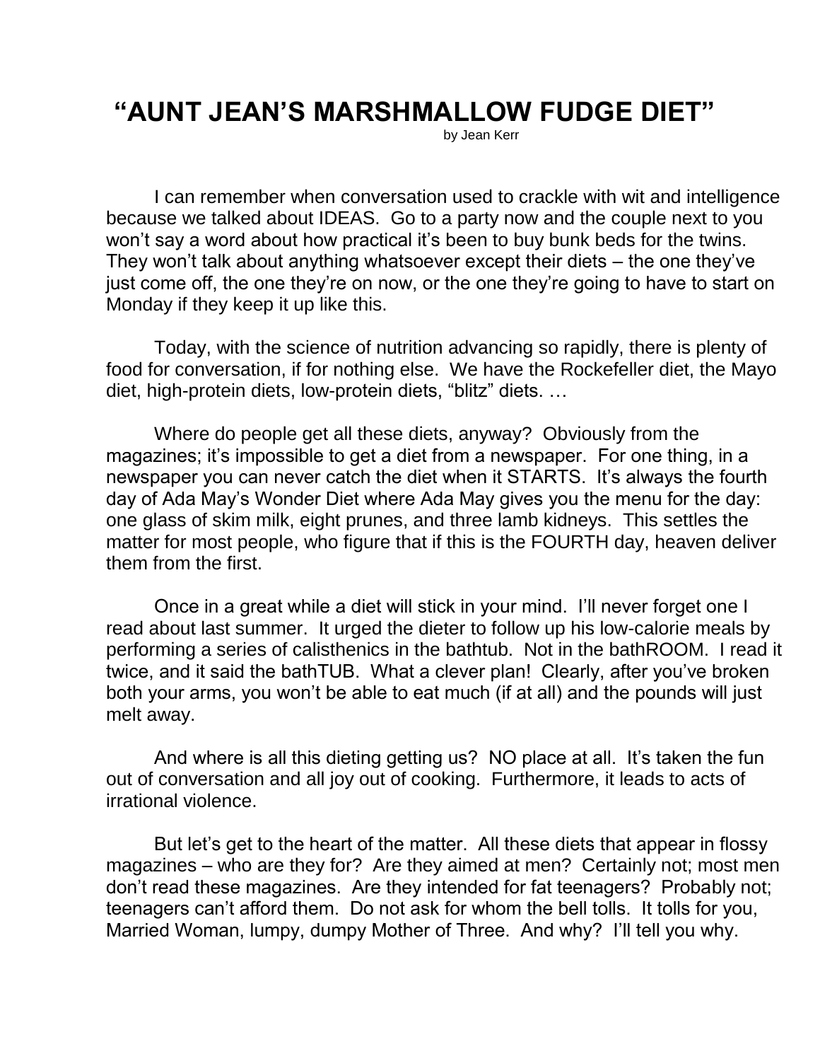# "AUNT JEAN'S MARSHMALLOW FUDGE DIET"

by Jean Kerr

I can remember when conversation used to crackle with wit and intelligence because we talked about IDEAS. Go to a party now and the couple next to you won't say a word about how practical it's been to buy bunk beds for the twins. They won't talk about anything whatsoever except their diets – the one they've just come off, the one they're on now, or the one they're going to have to start on Monday if they keep it up like this.

Today, with the science of nutrition advancing so rapidly, there is plenty of food for conversation, if for nothing else. We have the Rockefeller diet, the Mayo diet, high-protein diets, low-protein diets, "blitz" diets. …

Where do people get all these diets, anyway? Obviously from the magazines; it's impossible to get a diet from a newspaper. For one thing, in a newspaper you can never catch the diet when it STARTS. It's always the fourth day of Ada May's Wonder Diet where Ada May gives you the menu for the day: one glass of skim milk, eight prunes, and three lamb kidneys. This settles the matter for most people, who figure that if this is the FOURTH day, heaven deliver them from the first.

Once in a great while a diet will stick in your mind. I'll never forget one I read about last summer. It urged the dieter to follow up his low-calorie meals by performing a series of calisthenics in the bathtub. Not in the bathROOM. I read it twice, and it said the bathTUB. What a clever plan! Clearly, after you've broken both your arms, you won't be able to eat much (if at all) and the pounds will just melt away.

And where is all this dieting getting us? NO place at all. It's taken the fun out of conversation and all joy out of cooking. Furthermore, it leads to acts of irrational violence.

But let's get to the heart of the matter. All these diets that appear in flossy magazines – who are they for? Are they aimed at men? Certainly not; most men don't read these magazines. Are they intended for fat teenagers? Probably not; teenagers can't afford them. Do not ask for whom the bell tolls. It tolls for you, Married Woman, lumpy, dumpy Mother of Three. And why? I'll tell you why.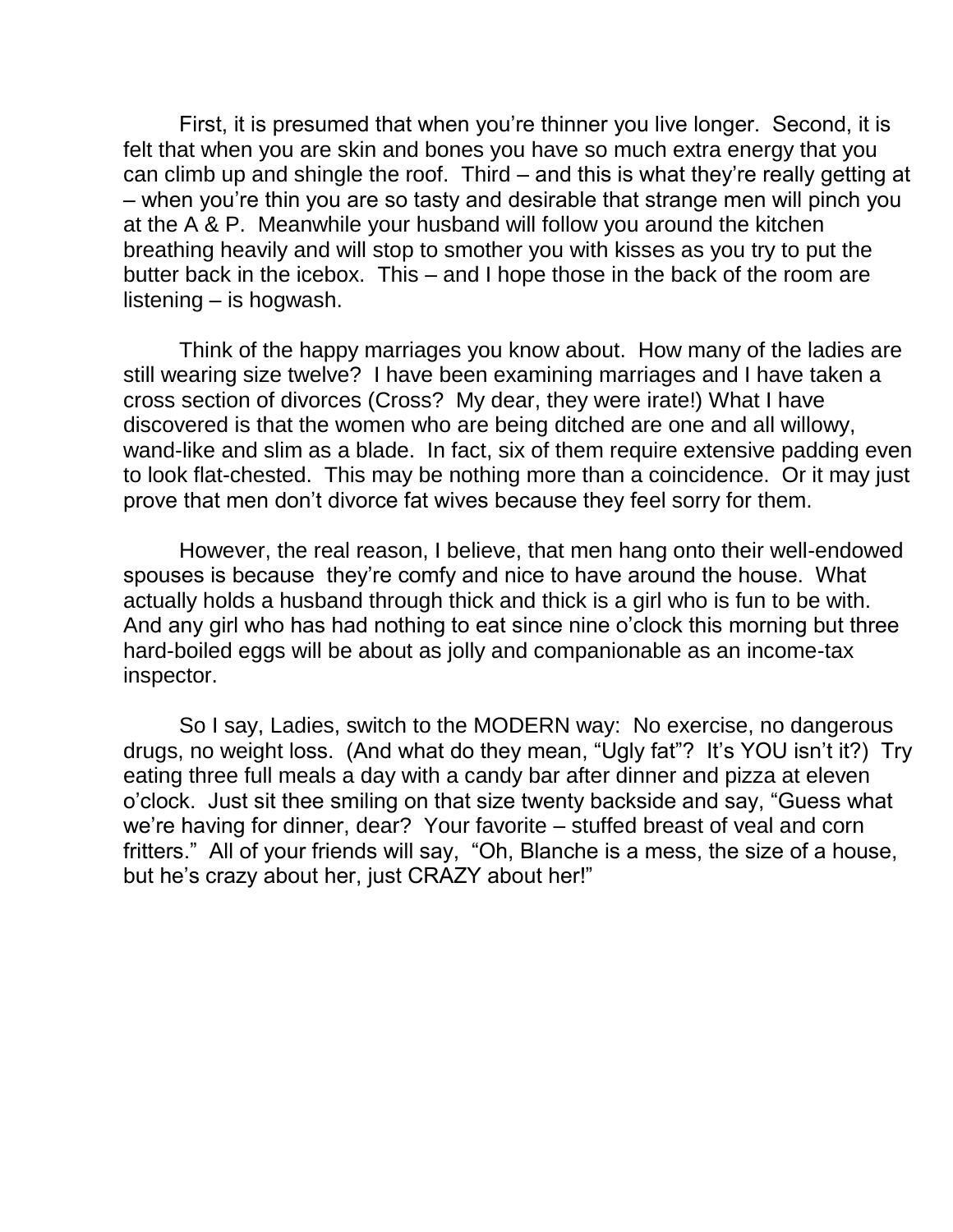First, it is presumed that when you're thinner you live longer. Second, it is felt that when you are skin and bones you have so much extra energy that you can climb up and shingle the roof. Third – and this is what they're really getting at – when you're thin you are so tasty and desirable that strange men will pinch you at the A & P. Meanwhile your husband will follow you around the kitchen breathing heavily and will stop to smother you with kisses as you try to put the butter back in the icebox. This – and I hope those in the back of the room are listening – is hogwash.

Think of the happy marriages you know about. How many of the ladies are still wearing size twelve? I have been examining marriages and I have taken a cross section of divorces (Cross? My dear, they were irate!) What I have discovered is that the women who are being ditched are one and all willowy, wand-like and slim as a blade. In fact, six of them require extensive padding even to look flat-chested. This may be nothing more than a coincidence. Or it may just prove that men don't divorce fat wives because they feel sorry for them.

However, the real reason, I believe, that men hang onto their well-endowed spouses is because they're comfy and nice to have around the house. What actually holds a husband through thick and thick is a girl who is fun to be with. And any girl who has had nothing to eat since nine o'clock this morning but three hard-boiled eggs will be about as jolly and companionable as an income-tax inspector.

So I say, Ladies, switch to the MODERN way: No exercise, no dangerous drugs, no weight loss. (And what do they mean, "Ugly fat"? It's YOU isn't it?) Try eating three full meals a day with a candy bar after dinner and pizza at eleven o'clock. Just sit thee smiling on that size twenty backside and say, "Guess what we're having for dinner, dear? Your favorite – stuffed breast of veal and corn fritters." All of your friends will say, "Oh, Blanche is a mess, the size of a house, but he's crazy about her, just CRAZY about her!"